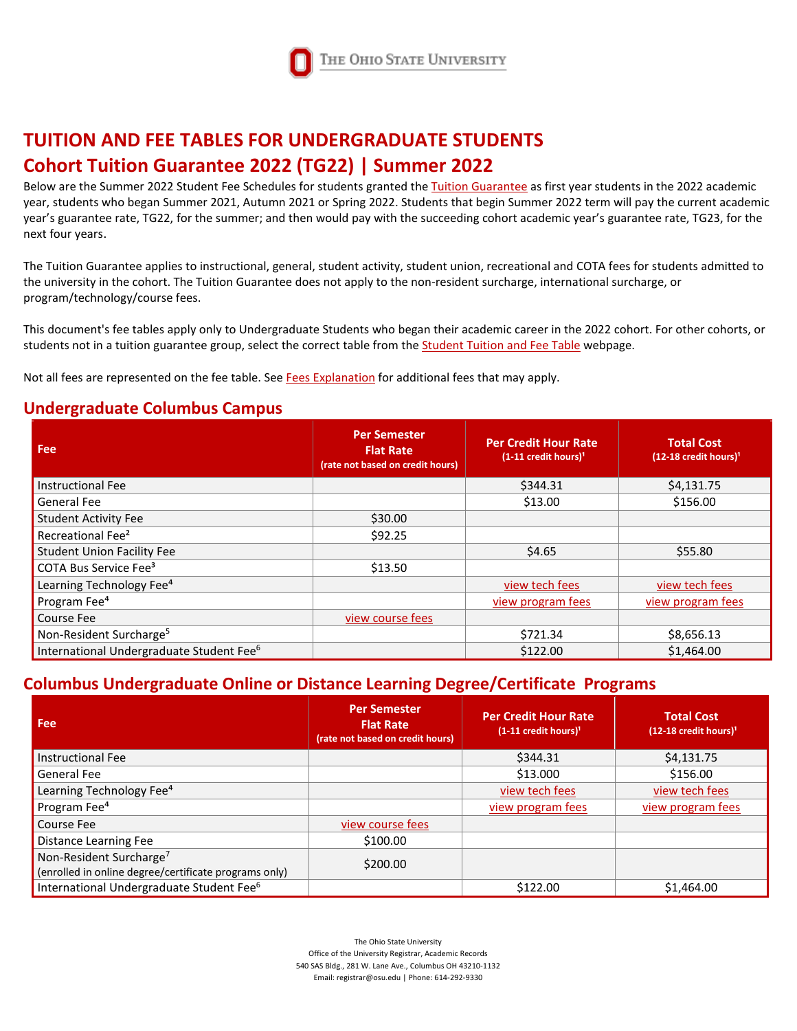# TUITION AND FEE TABLES FOR UNDERGRADUATE STUDENTS

## Cohort Tuition Guarantee 2022 (TG22) | Summer 2022

Below are the Summer 2022 Student Fee Schedules for students granted the Tuition Guarantee as first year students in the 2022 academic year, students who began Summer 2021, Autumn 2021 or Spring 2022. Students that begin Summer 2022 term will pay the current academic year's guarantee rate, TG22, for the summer; and then would pay with the succeeding cohort academic year's guarantee rate, TG23, for the next four years.

The Tuition Guarantee applies to instructional, general, student activity, student union, recreational and COTA fees for students admitted to the university in the cohort. The Tuition Guarantee does not apply to the non-resident surcharge, international surcharge, or program/technology/course fees.

This document's fee tables apply only to Undergraduate Students who began their academic career in the 2022 cohort. For other cohorts, or students not in a tuition guarantee group, select the correct table from the Student Tuition and Fee Table webpage.

Not all fees are represented on the fee table. See Fees Explanation for additional fees that may apply.

### Undergraduate Columbus Campus

| Fee | Per Semester Flat Rate (rate not based on credit hours) | Per Credit Hour Rate (1-11 credit hours)[1] | Total Cost (12-18 credit hours)[1] |
|---|---|---|---|
| Instructional Fee | | $344.31 | $4,131.75 |
| General Fee | | $13.00 | $156.00 |
| Student Activity Fee | $30.00 | | |
| Recreational Fee[2] | $92.25 | | |
| Student Union Facility Fee | | $4.65 | $55.80 |
| COTA Bus Service Fee[3] | $13.50 | | |
| Learning Technology Fee[4] | | view tech fees | view tech fees |
| Program Fee[4] | | view program fees | view program fees |
| Course Fee | view course fees | | |
| Non-Resident Surcharge[5] | | $721.34 | $8,656.13 |
| International Undergraduate Student Fee[6] | | $122.00 | $1,464.00 |

### Columbus Undergraduate Online or Distance Learning Degree/Certificate Programs

| Fee | Per Semester Flat Rate (rate not based on credit hours) | Per Credit Hour Rate (1-11 credit hours)[1] | Total Cost (12-18 credit hours)[1] |
|---|---|---|---|
| Instructional Fee | | $344.31 | $4,131.75 |
| General Fee | | $13.000 | $156.00 |
| Learning Technology Fee[4] | | view tech fees | view tech fees |
| Program Fee[4] | | view program fees | view program fees |
| Course Fee | view course fees | | |
| Distance Learning Fee | $100.00 | | |
| Non-Resident Surcharge[7] (enrolled in online degree/certificate programs only) | $200.00 | | |
| International Undergraduate Student Fee[6] | | $122.00 | $1,464.00 |

The Ohio State University
Office of the University Registrar, Academic Records
540 SAS Bldg., 281 W. Lane Ave., Columbus OH 43210-1132
Email: registrar@osu.edu | Phone: 614-292-9330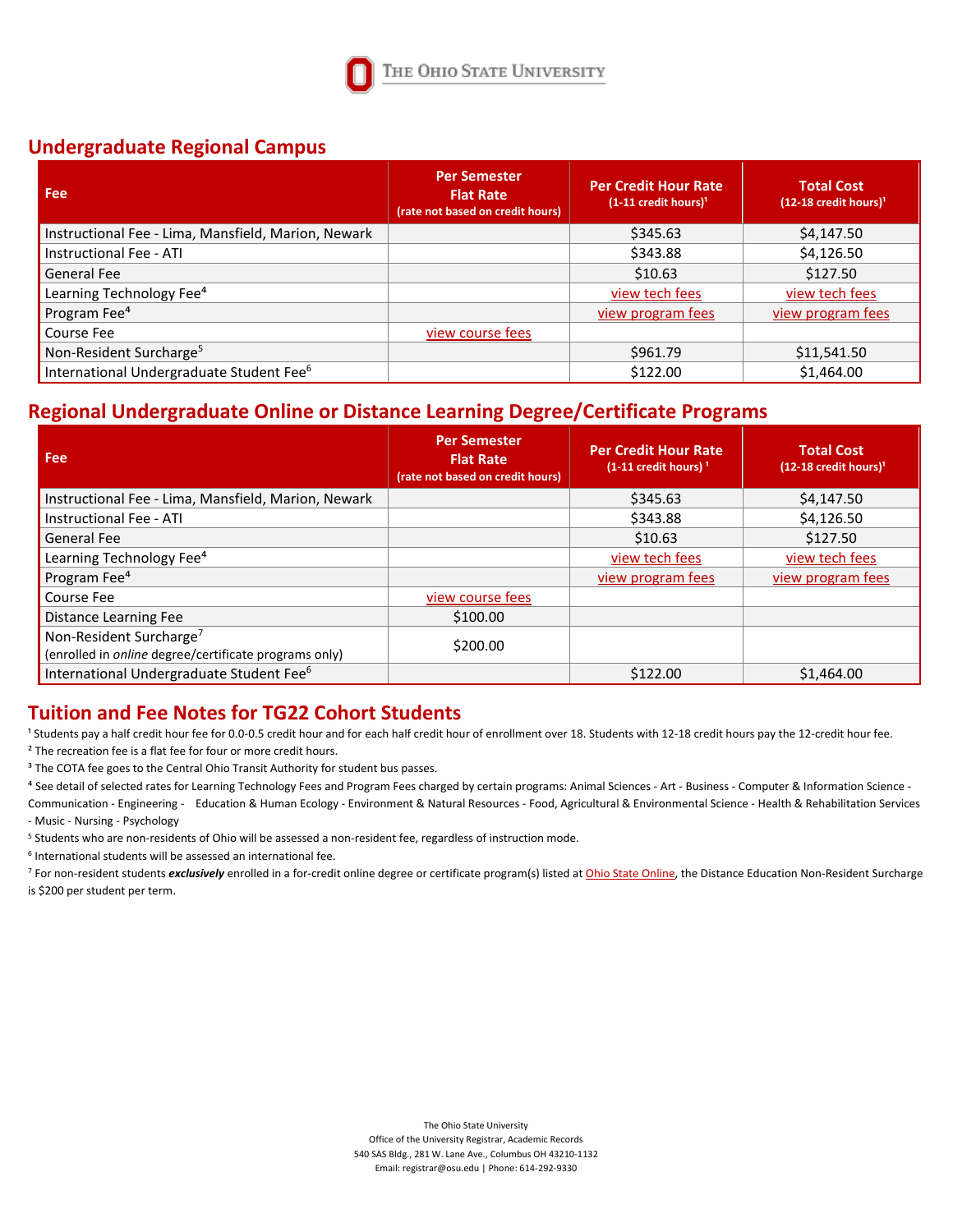## Undergraduate Regional Campus

| Fee | Per Semester Flat Rate (rate not based on credit hours) | Per Credit Hour Rate (1-11 credit hours)[1] | Total Cost (12-18 credit hours)[1] |
|---|---|---|---|
| Instructional Fee - Lima, Mansfield, Marion, Newark | | $345.63 | $4,147.50 |
| Instructional Fee - ATI | | $343.88 | $4,126.50 |
| General Fee | | $10.63 | $127.50 |
| Learning Technology Fee[4] | | view tech fees | view tech fees |
| Program Fee[4] | | view program fees | view program fees |
| Course Fee | view course fees | | |
| Non-Resident Surcharge[5] | | $961.79 | $11,541.50 |
| International Undergraduate Student Fee[6] | | $122.00 | $1,464.00 |

## Regional Undergraduate Online or Distance Learning Degree/Certificate Programs

| Fee | Per Semester Flat Rate (rate not based on credit hours) | Per Credit Hour Rate (1-11 credit hours)[1] | Total Cost (12-18 credit hours)[1] |
|---|---|---|---|
| Instructional Fee - Lima, Mansfield, Marion, Newark | | $345.63 | $4,147.50 |
| Instructional Fee - ATI | | $343.88 | $4,126.50 |
| General Fee | | $10.63 | $127.50 |
| Learning Technology Fee[4] | | view tech fees | view tech fees |
| Program Fee[4] | | view program fees | view program fees |
| Course Fee | view course fees | | |
| Distance Learning Fee | $100.00 | | |
| Non-Resident Surcharge[7] (enrolled in *online* degree/certificate programs only) | $200.00 | | |
| International Undergraduate Student Fee[6] | | $122.00 | $1,464.00 |

## Tuition and Fee Notes for TG22 Cohort Students

[1] Students pay a half credit hour fee for 0.0-0.5 credit hour and for each half credit hour of enrollment over 18. Students with 12-18 credit hours pay the 12-credit hour fee.

[2] The recreation fee is a flat fee for four or more credit hours.

[3] The COTA fee goes to the Central Ohio Transit Authority for student bus passes.

[4] See detail of selected rates for Learning Technology Fees and Program Fees charged by certain programs: Animal Sciences - Art - Business - Computer & Information Science - Communication - Engineering - Education & Human Ecology - Environment & Natural Resources - Food, Agricultural & Environmental Science - Health & Rehabilitation Services - Music - Nursing - Psychology

[5] Students who are non-residents of Ohio will be assessed a non-resident fee, regardless of instruction mode.

[6] International students will be assessed an international fee.

[7] For non-resident students ***exclusively*** enrolled in a for-credit online degree or certificate program(s) listed at Ohio State Online, the Distance Education Non-Resident Surcharge is $200 per student per term.

The Ohio State University
Office of the University Registrar, Academic Records
540 SAS Bldg., 281 W. Lane Ave., Columbus OH 43210-1132
Email: registrar@osu.edu | Phone: 614-292-9330